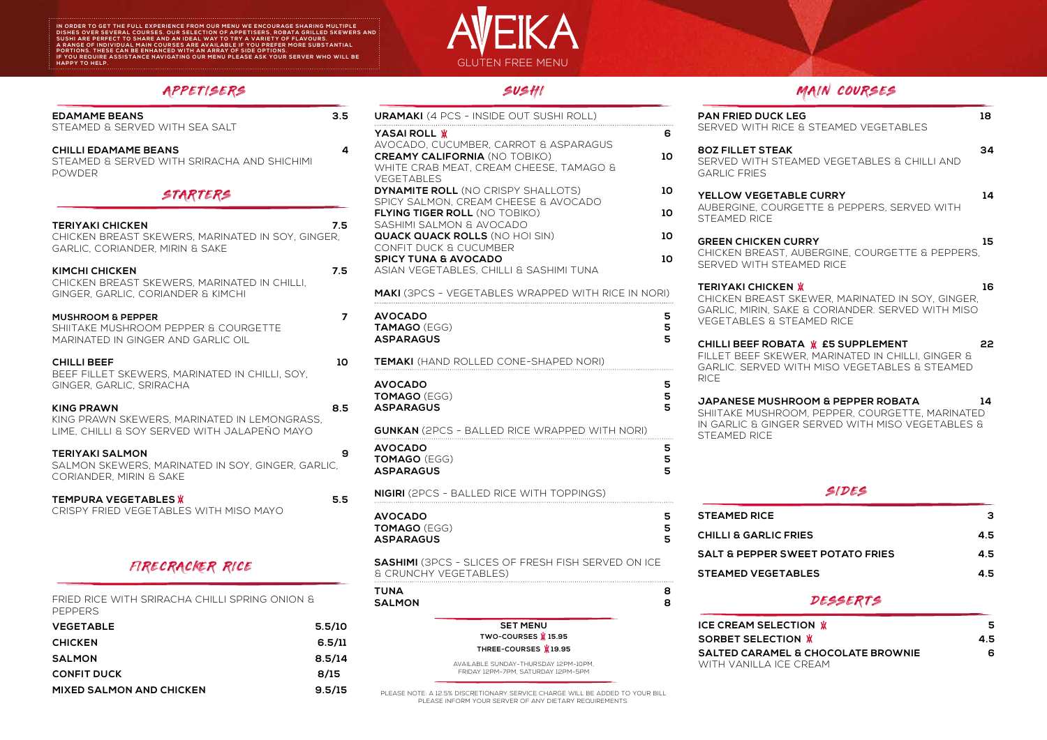IN ORDER TO GET THE FULL EXPERIENCE FROM OUR MENU WE ENCOURAGE SHARING MULTIPLE DISHES OVER SEVERAL COURSES. OUR SELECTION OF APPETISERS, ROBATA GRILLED SKEWERS AND SUSHI ARE PERFECT TO SHARE AND AN IDEAL WAY TO TRY A VARIETY OF FLAVOURS. A RANGE OF INDIVIDUAL MAIN COURSES ARE AVAILABLE IF YOU PREFER MORE SUBSTANTIAL PORTIONS. THESE CAN BE ENHANCED WITH AN ARRAY OF SIDE OPTIONS. IF YOU REQUIRE ASSISTANCE NAVIGATING OUR MENU PLEASE ASK YOUR SERVER WHO WILL BE HAPPY TO HELP.

# AVEIKA

GLUTEN FREE MENU

## APPETISERS

**EDAMAME BEANS** 3.5
STEAMED & SERVED WITH SEA SALT

**CHILLI EDAMAME BEANS** 4
STEAMED & SERVED WITH SRIRACHA AND SHICHIMI POWDER

## STARTERS

**TERIYAKI CHICKEN** 7.5
CHICKEN BREAST SKEWERS, MARINATED IN SOY, GINGER, GARLIC, CORIANDER, MIRIN & SAKE

**KIMCHI CHICKEN** 7.5
CHICKEN BREAST SKEWERS, MARINATED IN CHILLI, GINGER, GARLIC, CORIANDER & KIMCHI

**MUSHROOM & PEPPER** 7
SHIITAKE MUSHROOM PEPPER & COURGETTE MARINATED IN GINGER AND GARLIC OIL

**CHILLI BEEF** 10
BEEF FILLET SKEWERS, MARINATED IN CHILLI, SOY, GINGER, GARLIC, SRIRACHA

**KING PRAWN** 8.5
KING PRAWN SKEWERS, MARINATED IN LEMONGRASS, LIME, CHILLI & SOY SERVED WITH JALAPEÑO MAYO

**TERIYAKI SALMON** 9
SALMON SKEWERS, MARINATED IN SOY, GINGER, GARLIC, CORIANDER, MIRIN & SAKE

**TEMPURA VEGETABLES** 5.5
CRISPY FRIED VEGETABLES WITH MISO MAYO

## FIRECRACKER RICE

FRIED RICE WITH SRIRACHA CHILLI SPRING ONION & PEPPERS

| | |
|---|---|
| **VEGETABLE** | 5.5/10 |
| **CHICKEN** | 6.5/11 |
| **SALMON** | 8.5/14 |
| **CONFIT DUCK** | 8/15 |
| **MIXED SALMON AND CHICKEN** | 9.5/15 |

## SUSHI

**URAMAKI** (4 PCS - INSIDE OUT SUSHI ROLL)

**YASAI ROLL** 6
AVOCADO, CUCUMBER, CARROT & ASPARAGUS

**CREAMY CALIFORNIA** (NO TOBIKO) 10
WHITE CRAB MEAT, CREAM CHEESE, TAMAGO & VEGETABLES

**DYNAMITE ROLL** (NO CRISPY SHALLOTS) 10
SPICY SALMON, CREAM CHEESE & AVOCADO

**FLYING TIGER ROLL** (NO TOBIKO) 10
SASHIMI SALMON & AVOCADO

**QUACK QUACK ROLLS** (NO HOI SIN) 10
CONFIT DUCK & CUCUMBER

**SPICY TUNA & AVOCADO** 10
ASIAN VEGETABLES, CHILLI & SASHIMI TUNA

**MAKI** (3PCS - VEGETABLES WRAPPED WITH RICE IN NORI)

| | |
|---|---|
| **AVOCADO** | 5 |
| **TAMAGO** (EGG) | 5 |
| **ASPARAGUS** | 5 |

**TEMAKI** (HAND ROLLED CONE-SHAPED NORI)

| | |
|---|---|
| **AVOCADO** | 5 |
| **TOMAGO** (EGG) | 5 |
| **ASPARAGUS** | 5 |

**GUNKAN** (2PCS - BALLED RICE WRAPPED WITH NORI)

| | |
|---|---|
| **AVOCADO** | 5 |
| **TOMAGO** (EGG) | 5 |
| **ASPARAGUS** | 5 |

**NIGIRI** (2PCS - BALLED RICE WITH TOPPINGS)

| | |
|---|---|
| **AVOCADO** | 5 |
| **TOMAGO** (EGG) | 5 |
| **ASPARAGUS** | 5 |

**SASHIMI** (3PCS - SLICES OF FRESH FISH SERVED ON ICE & CRUNCHY VEGETABLES)

| | |
|---|---|
| **TUNA** | 8 |
| **SALMON** | 8 |

**SET MENU**
**TWO-COURSES 15.95**
**THREE-COURSES 19.95**

AVAILABLE SUNDAY-THURSDAY 12PM-10PM, FRIDAY 12PM-7PM, SATURDAY 12PM-5PM

PLEASE NOTE: A 12.5% DISCRETIONARY SERVICE CHARGE WILL BE ADDED TO YOUR BILL
PLEASE INFORM YOUR SERVER OF ANY DIETARY REQUIREMENTS

## MAIN COURSES

**PAN FRIED DUCK LEG** 18
SERVED WITH RICE & STEAMED VEGETABLES

**8OZ FILLET STEAK** 34
SERVED WITH STEAMED VEGETABLES & CHILLI AND GARLIC FRIES

**YELLOW VEGETABLE CURRY** 14
AUBERGINE, COURGETTE & PEPPERS, SERVED WITH STEAMED RICE

**GREEN CHICKEN CURRY** 15
CHICKEN BREAST, AUBERGINE, COURGETTE & PEPPERS, SERVED WITH STEAMED RICE

**TERIYAKI CHICKEN** 16
CHICKEN BREAST SKEWER, MARINATED IN SOY, GINGER, GARLIC, MIRIN, SAKE & CORIANDER. SERVED WITH MISO VEGETABLES & STEAMED RICE

**CHILLI BEEF ROBATA £5 SUPPLEMENT** 22
FILLET BEEF SKEWER, MARINATED IN CHILLI, GINGER & GARLIC. SERVED WITH MISO VEGETABLES & STEAMED RICE

**JAPANESE MUSHROOM & PEPPER ROBATA** 14
SHIITAKE MUSHROOM, PEPPER, COURGETTE, MARINATED IN GARLIC & GINGER SERVED WITH MISO VEGETABLES & STEAMED RICE

## SIDES

| | |
|---|---|
| **STEAMED RICE** | 3 |
| **CHILLI & GARLIC FRIES** | 4.5 |
| **SALT & PEPPER SWEET POTATO FRIES** | 4.5 |
| **STEAMED VEGETABLES** | 4.5 |

## DESSERTS

**ICE CREAM SELECTION** 5

**SORBET SELECTION** 4.5

**SALTED CARAMEL & CHOCOLATE BROWNIE** 6
WITH VANILLA ICE CREAM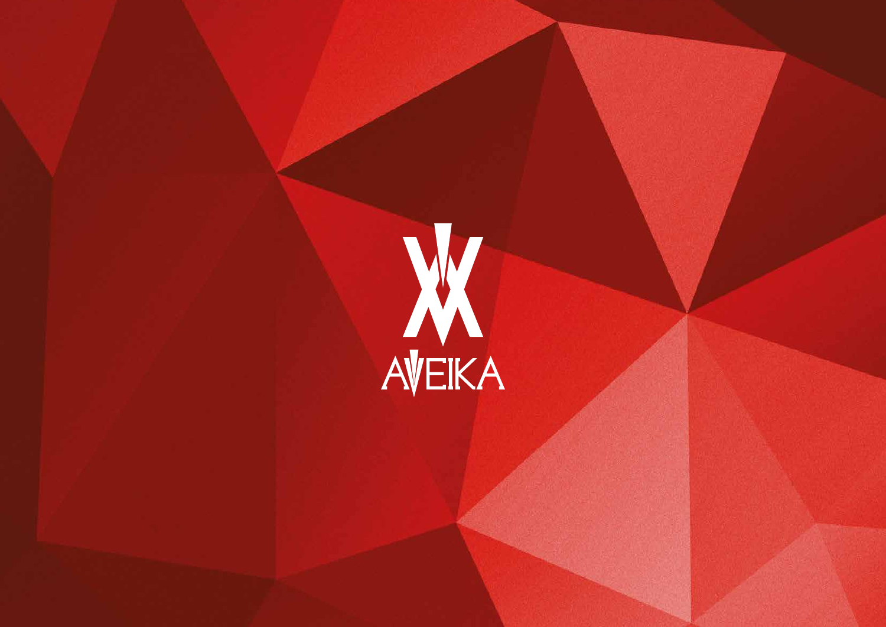AVEIKA